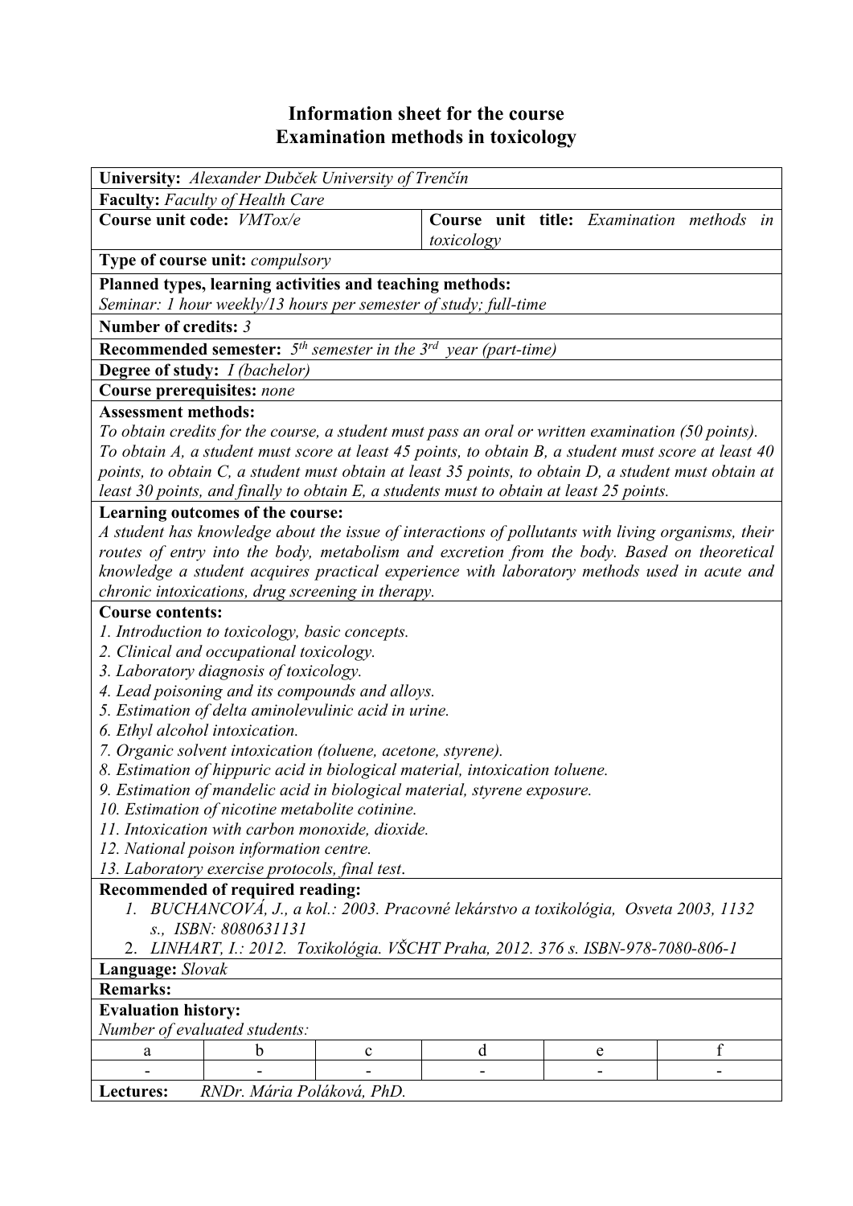# Information sheet for the course
# Examination methods in toxicology

**University:** *Alexander Dubček University of Trenčín*

**Faculty:** *Faculty of Health Care*

**Course unit code:** *VMTox/e*

**Course unit title:** *Examination methods in toxicology*

**Type of course unit:** *compulsory*

**Planned types, learning activities and teaching methods:**
*Seminar: 1 hour weekly/13 hours per semester of study; full-time*

**Number of credits:** *3*

**Recommended semester:** *5th semester in the 3rd year (part-time)*

**Degree of study:** *I (bachelor)*

**Course prerequisites:** *none*

**Assessment methods:**
*To obtain credits for the course, a student must pass an oral or written examination (50 points). To obtain A, a student must score at least 45 points, to obtain B, a student must score at least 40 points, to obtain C, a student must obtain at least 35 points, to obtain D, a student must obtain at least 30 points, and finally to obtain E, a students must to obtain at least 25 points.*

**Learning outcomes of the course:**
*A student has knowledge about the issue of interactions of pollutants with living organisms, their routes of entry into the body, metabolism and excretion from the body. Based on theoretical knowledge a student acquires practical experience with laboratory methods used in acute and chronic intoxications, drug screening in therapy.*

**Course contents:**

*1. Introduction to toxicology, basic concepts.*
*2. Clinical and occupational toxicology.*
*3. Laboratory diagnosis of toxicology.*
*4. Lead poisoning and its compounds and alloys.*
*5. Estimation of delta aminolevulinic acid in urine.*
*6. Ethyl alcohol intoxication.*
*7. Organic solvent intoxication (toluene, acetone, styrene).*
*8. Estimation of hippuric acid in biological material, intoxication toluene.*
*9. Estimation of mandelic acid in biological material, styrene exposure.*
*10. Estimation of nicotine metabolite cotinine.*
*11. Intoxication with carbon monoxide, dioxide.*
*12. National poison information centre.*
*13. Laboratory exercise protocols, final test.*

**Recommended of required reading:**

1. *BUCHANCOVÁ, J., a kol.: 2003. Pracovné lekárstvo a toxikológia, Osveta 2003, 1132 s., ISBN: 8080631131*
2. *LINHART, I.: 2012. Toxikológia. VŠCHT Praha, 2012. 376 s. ISBN-978-7080-806-1*

**Language:** *Slovak*

**Remarks:**

**Evaluation history:**
*Number of evaluated students:*

| a | b | c | d | e | f |
|---|---|---|---|---|---|
| - | - | - | - | - | - |

**Lectures:** *RNDr. Mária Poláková, PhD.*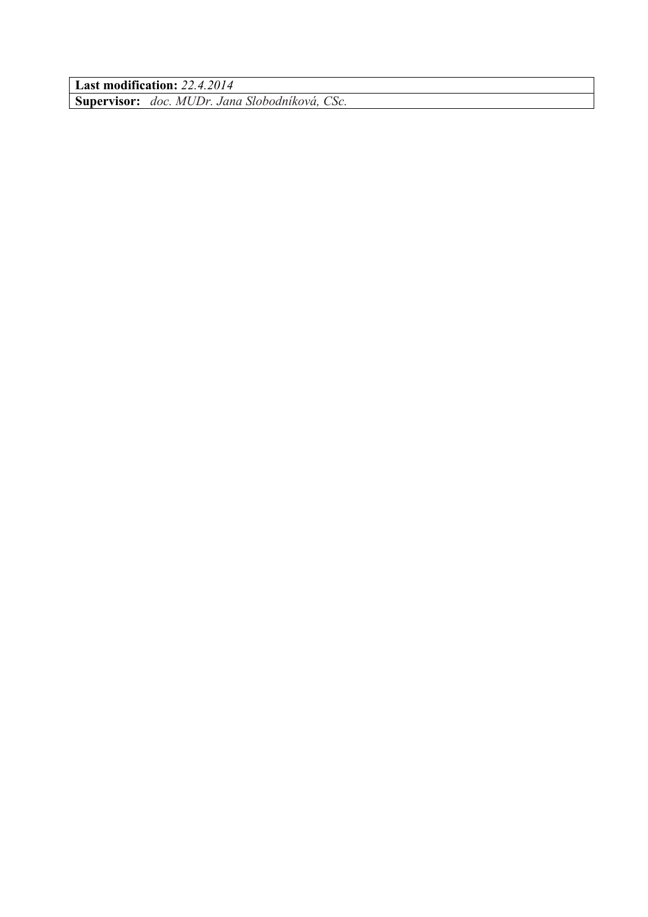| | |
|---|---|
| **Last modification:** *22.4.2014* | |
| **Supervisor:** *doc. MUDr. Jana Slobodníková, CSc.* | |